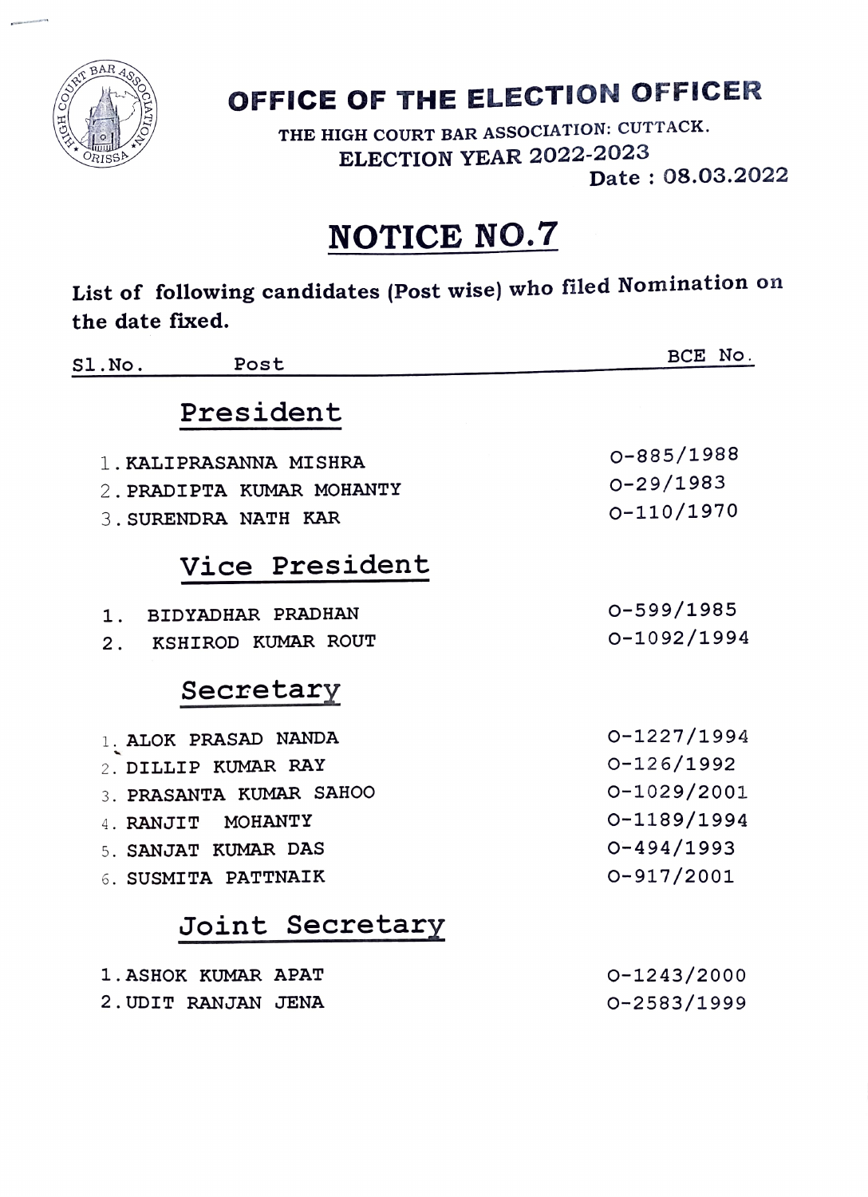# OFFICE OF THE ELECTION OFFICER

THE HIGH COURT BAR ASSOCIATION: CUTTACK.

ELECTION YEAR 2022-2023

Date : 08.03.2022

## NOTICE NO.7

**List of following candidates (Post wise) who filed Nomination on the date fixed.**

| Sl.No. | Post | BCE No. |
|---|---|---|
| | **President** | |
| 1. | KALIPRASANNA MISHRA | O-885/1988 |
| 2. | PRADIPTA KUMAR MOHANTY | O-29/1983 |
| 3. | SURENDRA NATH KAR | O-110/1970 |
| | **Vice President** | |
| 1. | BIDYADHAR PRADHAN | O-599/1985 |
| 2. | KSHIROD KUMAR ROUT | O-1092/1994 |
| | **Secretary** | |
| 1. | ALOK PRASAD NANDA | O-1227/1994 |
| 2. | DILLIP KUMAR RAY | O-126/1992 |
| 3. | PRASANTA KUMAR SAHOO | O-1029/2001 |
| 4. | RANJIT MOHANTY | O-1189/1994 |
| 5. | SANJAT KUMAR DAS | O-494/1993 |
| 6. | SUSMITA PATTNAIK | O-917/2001 |
| | **Joint Secretary** | |
| 1. | ASHOK KUMAR APAT | O-1243/2000 |
| 2. | UDIT RANJAN JENA | O-2583/1999 |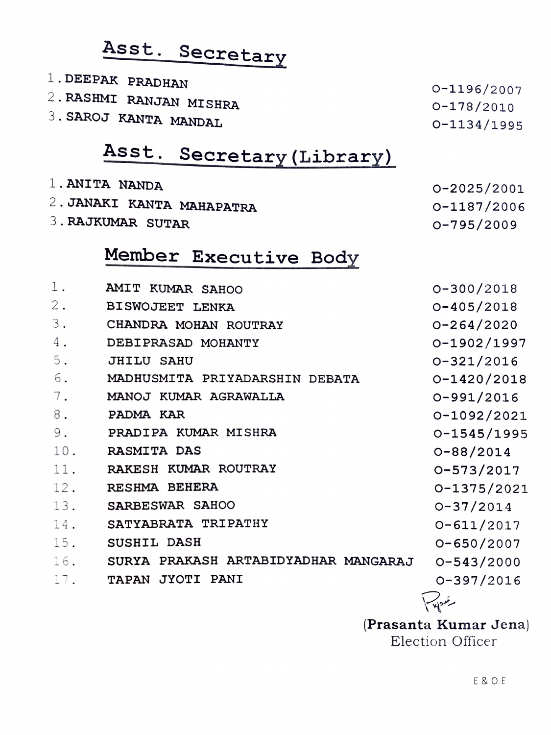## Asst. Secretary

| | | |
|---|---|---|
| 1. | DEEPAK PRADHAN | O-1196/2007 |
| 2. | RASHMI RANJAN MISHRA | O-178/2010 |
| 3. | SAROJ KANTA MANDAL | O-1134/1995 |

## Asst. Secretary(Library)

| | | |
|---|---|---|
| 1. | ANITA NANDA | O-2025/2001 |
| 2. | JANAKI KANTA MAHAPATRA | O-1187/2006 |
| 3. | RAJKUMAR SUTAR | O-795/2009 |

## Member Executive Body

| | | |
|---|---|---|
| 1. | AMIT KUMAR SAHOO | O-300/2018 |
| 2. | BISWOJEET LENKA | O-405/2018 |
| 3. | CHANDRA MOHAN ROUTRAY | O-264/2020 |
| 4. | DEBIPRASAD MOHANTY | O-1902/1997 |
| 5. | JHILU SAHU | O-321/2016 |
| 6. | MADHUSMITA PRIYADARSHIN DEBATA | O-1420/2018 |
| 7. | MANOJ KUMAR AGRAWALLA | O-991/2016 |
| 8. | PADMA KAR | O-1092/2021 |
| 9. | PRADIPA KUMAR MISHRA | O-1545/1995 |
| 10. | RASMITA DAS | O-88/2014 |
| 11. | RAKESH KUMAR ROUTRAY | O-573/2017 |
| 12. | RESHMA BEHERA | O-1375/2021 |
| 13. | SARBESWAR SAHOO | O-37/2014 |
| 14. | SATYABRATA TRIPATHY | O-611/2017 |
| 15. | SUSHIL DASH | O-650/2007 |
| 16. | SURYA PRAKASH ARTABIDYADHAR MANGARAJ | O-543/2000 |
| 17. | TAPAN JYOTI PANI | O-397/2016 |

**(Prasanta Kumar Jena)**
Election Officer

E & O.E